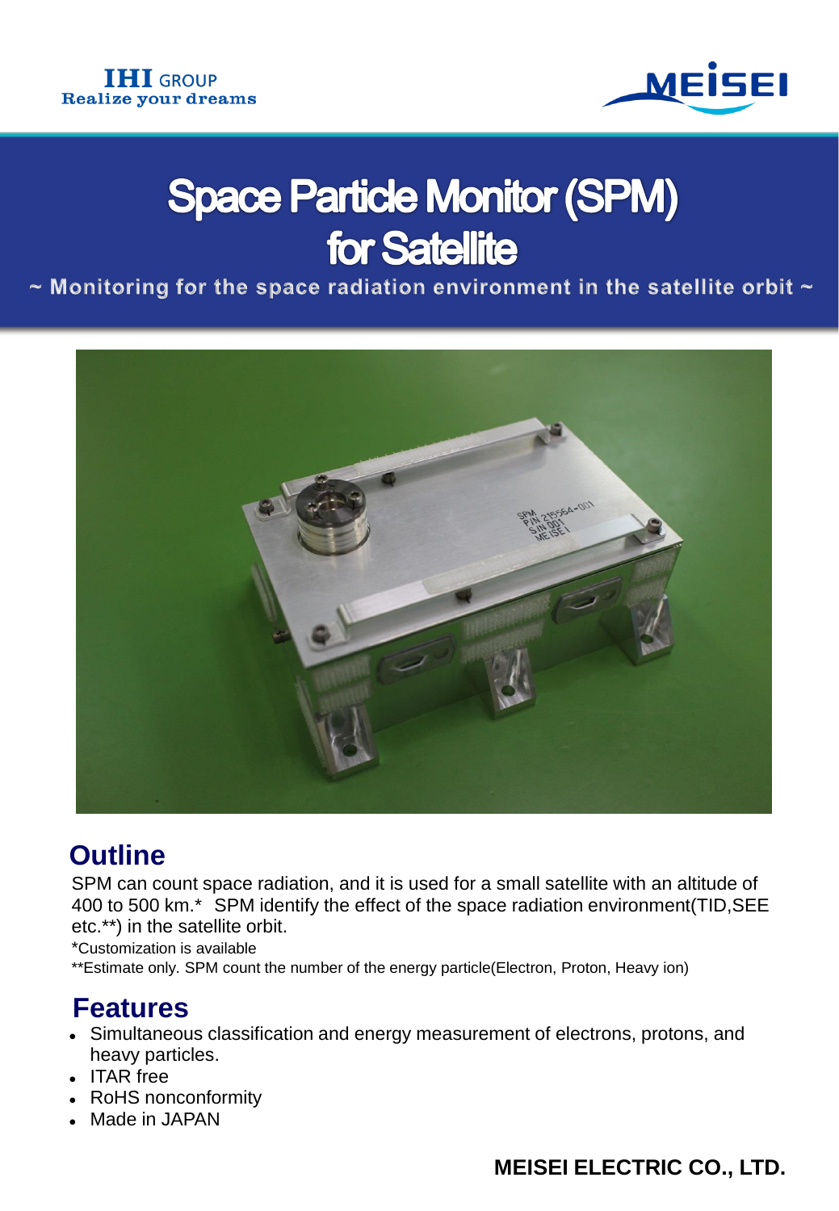IHI GROUP
Realize your dreams

MEISEI

# Space Particle Monitor (SPM) for Satellite

~ Monitoring for the space radiation environment in the satellite orbit ~

## Outline

SPM can count space radiation, and it is used for a small satellite with an altitude of 400 to 500 km.* SPM identify the effect of the space radiation environment(TID,SEE etc.**) in the satellite orbit.

*Customization is available

**Estimate only. SPM count the number of the energy particle(Electron, Proton, Heavy ion)

## Features

- Simultaneous classification and energy measurement of electrons, protons, and heavy particles.
- ITAR free
- RoHS nonconformity
- Made in JAPAN

**MEISEI ELECTRIC CO., LTD.**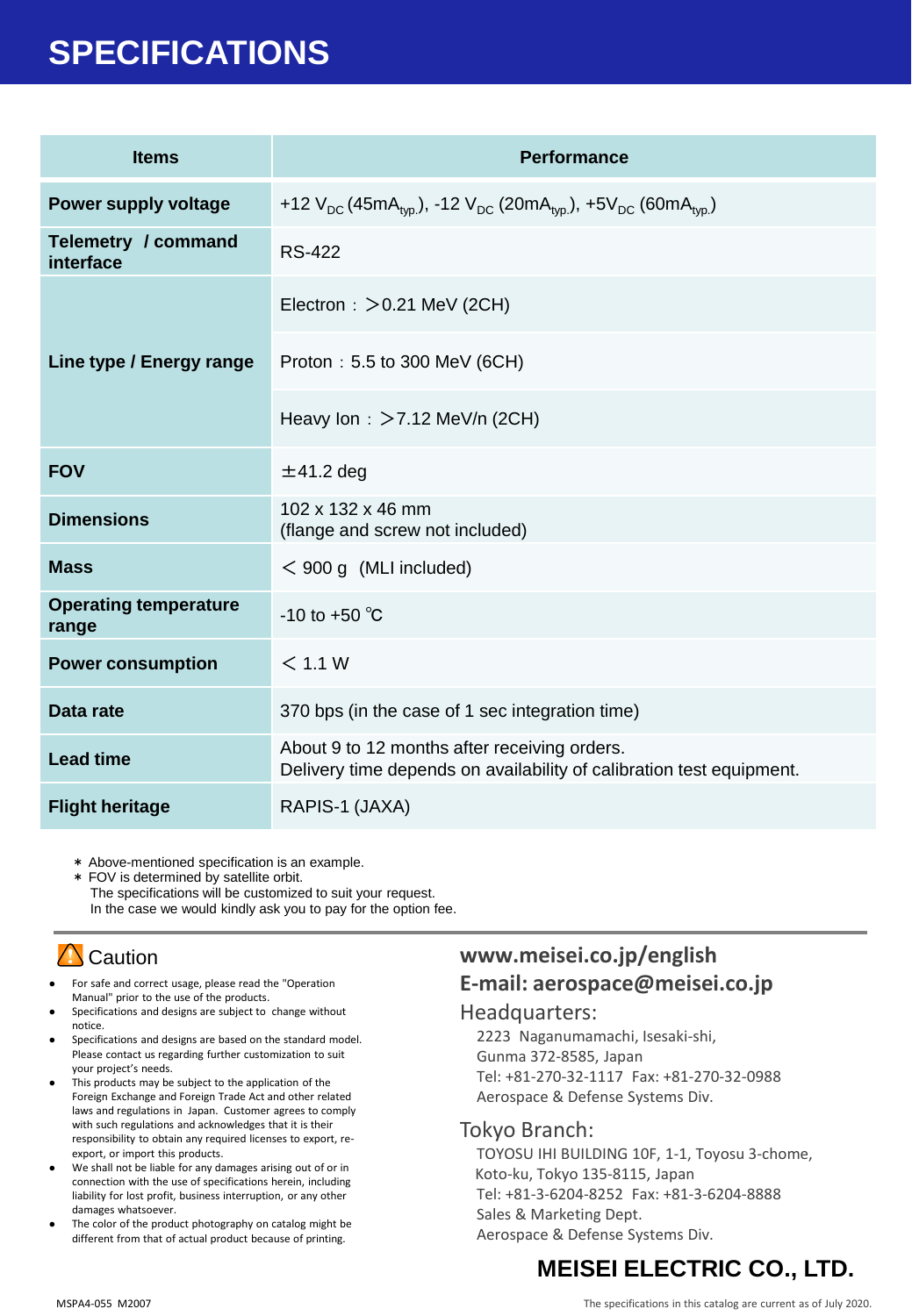# SPECIFICATIONS

| Items | Performance |
|---|---|
| **Power supply voltage** | +12 $V_{DC}$ (45$mA_{typ.}$), -12 $V_{DC}$ (20$mA_{typ.}$), +5$V_{DC}$ (60$mA_{typ.}$) |
| **Telemetry / command interface** | RS-422 |
| **Line type / Energy range** | Electron：＞0.21 MeV (2CH) |
| | Proton：5.5 to 300 MeV (6CH) |
| | Heavy Ion：＞7.12 MeV/n (2CH) |
| **FOV** | ±41.2 deg |
| **Dimensions** | 102 x 132 x 46 mm (flange and screw not included) |
| **Mass** | ＜900 g (MLI included) |
| **Operating temperature range** | -10 to +50 ℃ |
| **Power consumption** | ＜1.1 W |
| **Data rate** | 370 bps (in the case of 1 sec integration time) |
| **Lead time** | About 9 to 12 months after receiving orders. Delivery time depends on availability of calibration test equipment. |
| **Flight heritage** | RAPIS-1 (JAXA) |

∗ Above-mentioned specification is an example.
∗ FOV is determined by satellite orbit.
The specifications will be customized to suit your request.
In the case we would kindly ask you to pay for the option fee.

## ⚠ Caution

- For safe and correct usage, please read the "Operation Manual" prior to the use of the products.
- Specifications and designs are subject to change without notice.
- Specifications and designs are based on the standard model. Please contact us regarding further customization to suit your project's needs.
- This products may be subject to the application of the Foreign Exchange and Foreign Trade Act and other related laws and regulations in Japan. Customer agrees to comply with such regulations and acknowledges that it is their responsibility to obtain any required licenses to export, re-export, or import this products.
- We shall not be liable for any damages arising out of or in connection with the use of specifications herein, including liability for lost profit, business interruption, or any other damages whatsoever.
- The color of the product photography on catalog might be different from that of actual product because of printing.

**www.meisei.co.jp/english**
**E-mail: aerospace@meisei.co.jp**

Headquarters:
2223 Naganumamachi, Isesaki-shi,
Gunma 372-8585, Japan
Tel: +81-270-32-1117 Fax: +81-270-32-0988
Aerospace & Defense Systems Div.

Tokyo Branch:
TOYOSU IHI BUILDING 10F, 1-1, Toyosu 3-chome,
Koto-ku, Tokyo 135-8115, Japan
Tel: +81-3-6204-8252 Fax: +81-3-6204-8888
Sales & Marketing Dept.
Aerospace & Defense Systems Div.

**MEISEI ELECTRIC CO., LTD.**

MSPA4-055 M2007

The specifications in this catalog are current as of July 2020.